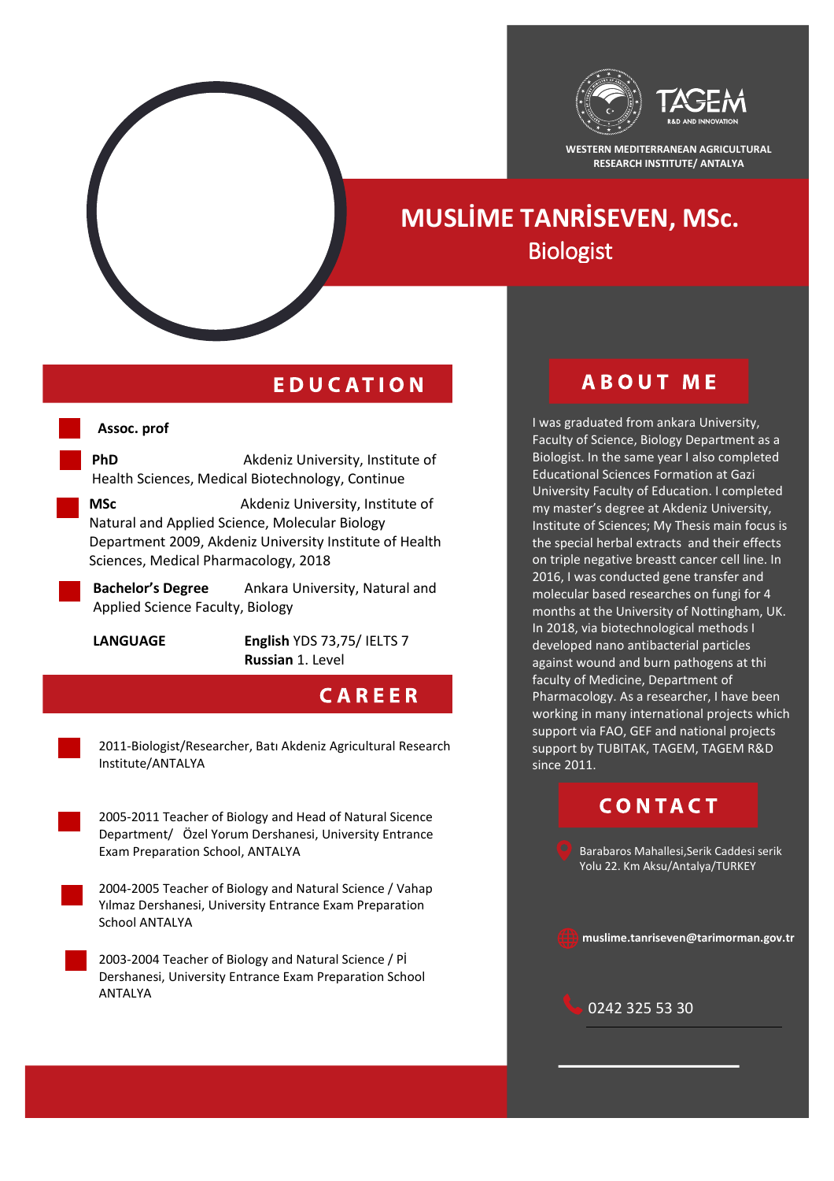TAGEM
R&D AND INNOVATION

WESTERN MEDITERRANEAN AGRICULTURAL RESEARCH INSTITUTE/ ANTALYA

# MUSLİME TANRİSEVEN, MSc.

Biologist

## EDUCATION

**Assoc. prof**

**PhD** Akdeniz University, Institute of Health Sciences, Medical Biotechnology, Continue

**MSc** Akdeniz University, Institute of Natural and Applied Science, Molecular Biology Department 2009, Akdeniz University Institute of Health Sciences, Medical Pharmacology, 2018

**Bachelor's Degree** Ankara University, Natural and Applied Science Faculty, Biology

**LANGUAGE** **English** YDS 73,75/ IELTS 7
**Russian** 1. Level

## CAREER

- 2011-Biologist/Researcher, Batı Akdeniz Agricultural Research Institute/ANTALYA
- 2005-2011 Teacher of Biology and Head of Natural Sicence Department/ Özel Yorum Dershanesi, University Entrance Exam Preparation School, ANTALYA
- 2004-2005 Teacher of Biology and Natural Science / Vahap Yılmaz Dershanesi, University Entrance Exam Preparation School ANTALYA
- 2003-2004 Teacher of Biology and Natural Science / Pİ Dershanesi, University Entrance Exam Preparation School ANTALYA

## ABOUT ME

I was graduated from ankara University, Faculty of Science, Biology Department as a Biologist. In the same year I also completed Educational Sciences Formation at Gazi University Faculty of Education. I completed my master's degree at Akdeniz University, Institute of Sciences; My Thesis main focus is the special herbal extracts and their effects on triple negative breastt cancer cell line. In 2016, I was conducted gene transfer and molecular based researches on fungi for 4 months at the University of Nottingham, UK. In 2018, via biotechnological methods I developed nano antibacterial particles against wound and burn pathogens at thi faculty of Medicine, Department of Pharmacology. As a researcher, I have been working in many international projects which support via FAO, GEF and national projects support by TUBITAK, TAGEM, TAGEM R&D since 2011.

## CONTACT

Barabaros Mahallesi,Serik Caddesi serik Yolu 22. Km Aksu/Antalya/TURKEY

**muslime.tanriseven@tarimorman.gov.tr**

0242 325 53 30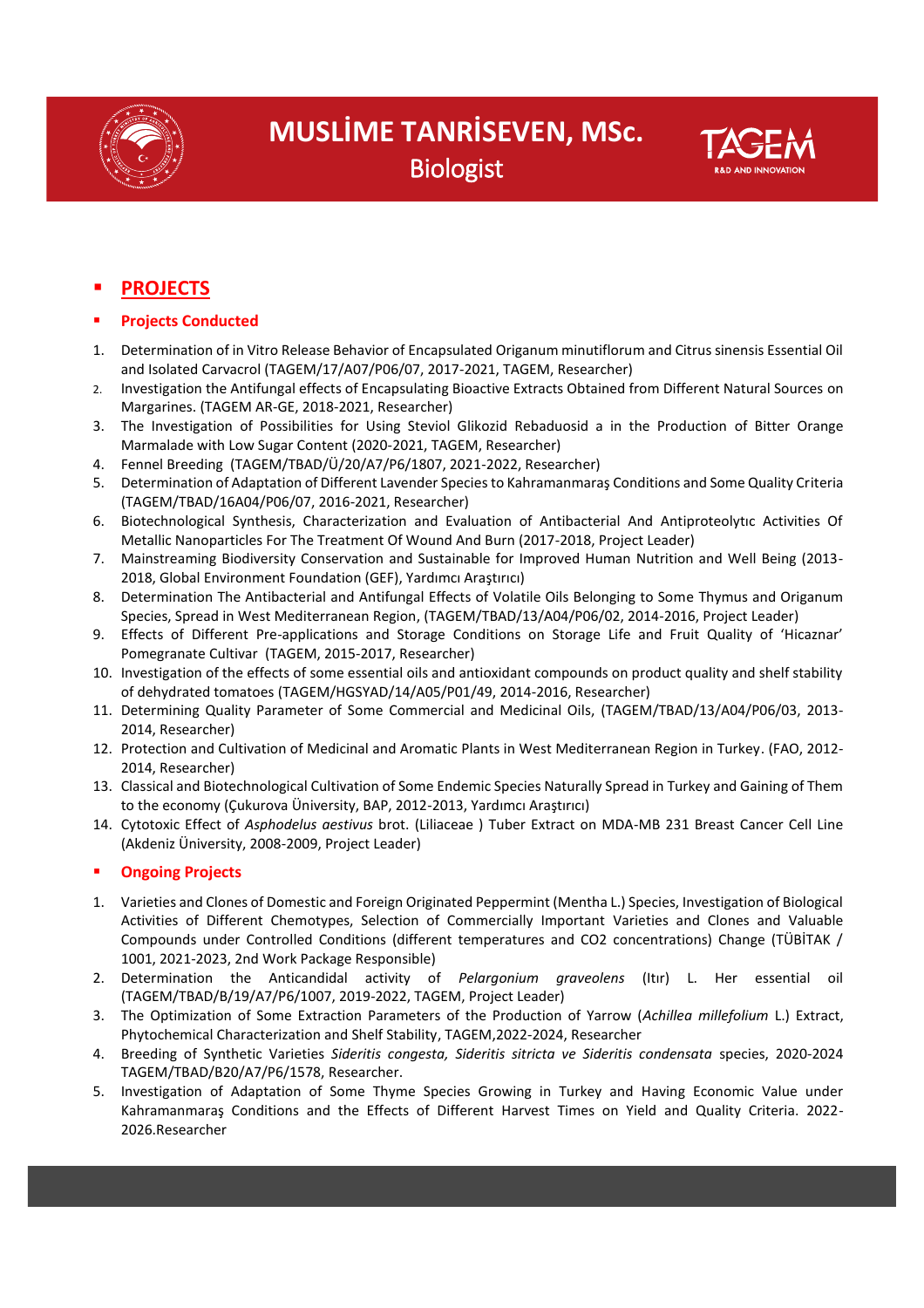## PROJECTS

### Projects Conducted

1. Determination of in Vitro Release Behavior of Encapsulated Origanum minutiflorum and Citrus sinensis Essential Oil and Isolated Carvacrol (TAGEM/17/A07/P06/07, 2017-2021, TAGEM, Researcher)
2. Investigation the Antifungal effects of Encapsulating Bioactive Extracts Obtained from Different Natural Sources on Margarines. (TAGEM AR-GE, 2018-2021, Researcher)
3. The Investigation of Possibilities for Using Steviol Glikozid Rebaduosid a in the Production of Bitter Orange Marmalade with Low Sugar Content (2020-2021, TAGEM, Researcher)
4. Fennel Breeding (TAGEM/TBAD/Ü/20/A7/P6/1807, 2021-2022, Researcher)
5. Determination of Adaptation of Different Lavender Species to Kahramanmaraş Conditions and Some Quality Criteria (TAGEM/TBAD/16A04/P06/07, 2016-2021, Researcher)
6. Biotechnological Synthesis, Characterization and Evaluation of Antibacterial And Antiproteolytıc Activities Of Metallic Nanoparticles For The Treatment Of Wound And Burn (2017-2018, Project Leader)
7. Mainstreaming Biodiversity Conservation and Sustainable for Improved Human Nutrition and Well Being (2013-2018, Global Environment Foundation (GEF), Yardımcı Araştırıcı)
8. Determination The Antibacterial and Antifungal Effects of Volatile Oils Belonging to Some Thymus and Origanum Species, Spread in West Mediterranean Region, (TAGEM/TBAD/13/A04/P06/02, 2014-2016, Project Leader)
9. Effects of Different Pre-applications and Storage Conditions on Storage Life and Fruit Quality of 'Hicaznar' Pomegranate Cultivar (TAGEM, 2015-2017, Researcher)
10. Investigation of the effects of some essential oils and antioxidant compounds on product quality and shelf stability of dehydrated tomatoes (TAGEM/HGSYAD/14/A05/P01/49, 2014-2016, Researcher)
11. Determining Quality Parameter of Some Commercial and Medicinal Oils, (TAGEM/TBAD/13/A04/P06/03, 2013-2014, Researcher)
12. Protection and Cultivation of Medicinal and Aromatic Plants in West Mediterranean Region in Turkey. (FAO, 2012-2014, Researcher)
13. Classical and Biotechnological Cultivation of Some Endemic Species Naturally Spread in Turkey and Gaining of Them to the economy (Çukurova Üniversity, BAP, 2012-2013, Yardımcı Araştırıcı)
14. Cytotoxic Effect of *Asphodelus aestivus* brot. (Liliaceae ) Tuber Extract on MDA-MB 231 Breast Cancer Cell Line (Akdeniz Üniversity, 2008-2009, Project Leader)

### Ongoing Projects

1. Varieties and Clones of Domestic and Foreign Originated Peppermint (Mentha L.) Species, Investigation of Biological Activities of Different Chemotypes, Selection of Commercially Important Varieties and Clones and Valuable Compounds under Controlled Conditions (different temperatures and CO2 concentrations) Change (TÜBİTAK / 1001, 2021-2023, 2nd Work Package Responsible)
2. Determination the Anticandidal activity of *Pelargonium graveolens* (Itır) L. Her essential oil (TAGEM/TBAD/B/19/A7/P6/1007, 2019-2022, TAGEM, Project Leader)
3. The Optimization of Some Extraction Parameters of the Production of Yarrow (*Achillea millefolium* L.) Extract, Phytochemical Characterization and Shelf Stability, TAGEM,2022-2024, Researcher
4. Breeding of Synthetic Varieties *Sideritis congesta, Sideritis stiricta ve Sideritis condensata* species, 2020-2024 TAGEM/TBAD/B20/A7/P6/1578, Researcher.
5. Investigation of Adaptation of Some Thyme Species Growing in Turkey and Having Economic Value under Kahramanmaraş Conditions and the Effects of Different Harvest Times on Yield and Quality Criteria. 2022-2026.Researcher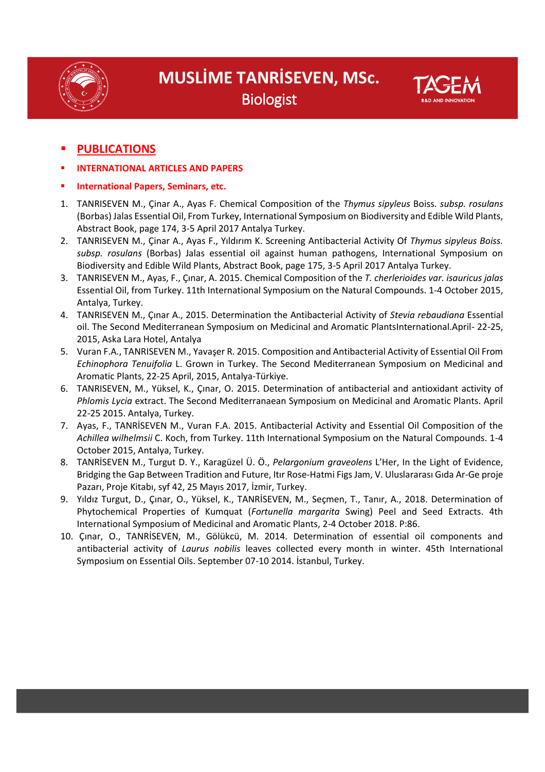- **PUBLICATIONS**
- **INTERNATIONAL ARTICLES AND PAPERS**
- **International Papers, Seminars, etc.**

1. TANRISEVEN M., Çinar A., Ayas F. Chemical Composition of the *Thymus sipyleus* Boiss. *subsp. rosulans* (Borbas) Jalas Essential Oil, From Turkey, International Symposium on Biodiversity and Edible Wild Plants, Abstract Book, page 174, 3-5 April 2017 Antalya Turkey.
2. TANRISEVEN M., Çinar A., Ayas F., Yıldırım K. Screening Antibacterial Activity Of *Thymus sipyleus Boiss. subsp. rosulans* (Borbas) Jalas essential oil against human pathogens, International Symposium on Biodiversity and Edible Wild Plants, Abstract Book, page 175, 3-5 April 2017 Antalya Turkey.
3. TANRISEVEN M., Ayas, F., Çınar, A. 2015. Chemical Composition of the *T. cherlerioides var. isauricus jalas* Essential Oil, from Turkey. 11th International Symposium on the Natural Compounds. 1-4 October 2015, Antalya, Turkey.
4. TANRISEVEN M., Çınar A., 2015. Determination the Antibacterial Activity of *Stevia rebaudiana* Essential oil. The Second Mediterranean Symposium on Medicinal and Aromatic PlantsInternational.April- 22-25, 2015, Aska Lara Hotel, Antalya
5. Vuran F.A., TANRISEVEN M., Yavaşer R. 2015. Composition and Antibacterial Activity of Essential Oil From *Echinophora Tenuifolia* L. Grown in Turkey. The Second Mediterranean Symposium on Medicinal and Aromatic Plants, 22-25 April, 2015, Antalya-Türkiye.
6. TANRISEVEN, M., Yüksel, K., Çınar, O. 2015. Determination of antibacterial and antioxidant activity of *Phlomis Lycia* extract. The Second Mediterranaean Symposium on Medicinal and Aromatic Plants. April 22-25 2015. Antalya, Turkey.
7. Ayas, F., TANRİSEVEN M., Vuran F.A. 2015. Antibacterial Activity and Essential Oil Composition of the *Achillea wilhelmsii* C. Koch, from Turkey. 11th International Symposium on the Natural Compounds. 1-4 October 2015, Antalya, Turkey.
8. TANRİSEVEN M., Turgut D. Y., Karagüzel Ü. Ö., *Pelargonium graveolens* L'Her, In the Light of Evidence, Bridging the Gap Between Tradition and Future, Itır Rose-Hatmi Figs Jam, V. Uluslararası Gıda Ar-Ge proje Pazarı, Proje Kitabı, syf 42, 25 Mayıs 2017, İzmir, Turkey.
9. Yıldız Turgut, D., Çınar, O., Yüksel, K., TANRİSEVEN, M., Seçmen, T., Tanır, A., 2018. Determination of Phytochemical Properties of Kumquat (*Fortunella margarita* Swing) Peel and Seed Extracts. 4th International Symposium of Medicinal and Aromatic Plants, 2-4 October 2018. P:86.
10. Çınar, O., TANRİSEVEN, M., Gölükcü, M. 2014. Determination of essential oil components and antibacterial activity of *Laurus nobilis* leaves collected every month in winter. 45th International Symposium on Essential Oils. September 07-10 2014. İstanbul, Turkey.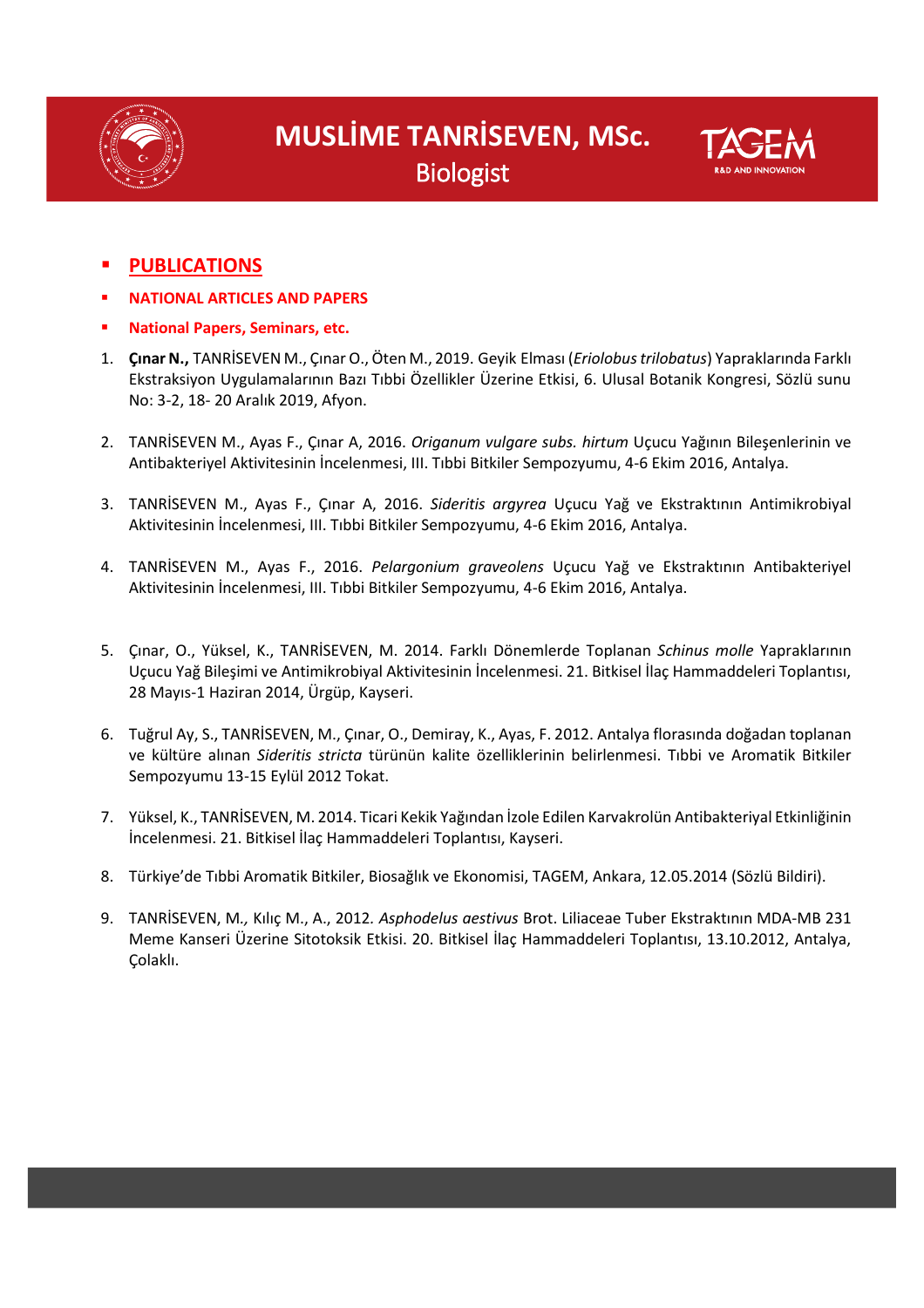# MUSLİME TANRİSEVEN, MSc.

Biologist

- **PUBLICATIONS**
- **NATIONAL ARTICLES AND PAPERS**
- **National Papers, Seminars, etc.**

1. **Çınar N.,** TANRİSEVEN M., Çınar O., Öten M., 2019. Geyik Elması (*Eriolobus trilobatus*) Yapraklarında Farklı Ekstraksiyon Uygulamalarının Bazı Tıbbi Özellikler Üzerine Etkisi, 6. Ulusal Botanik Kongresi, Sözlü sunu No: 3-2, 18- 20 Aralık 2019, Afyon.

2. TANRİSEVEN M., Ayas F., Çınar A, 2016. *Origanum vulgare subs. hirtum* Uçucu Yağının Bileşenlerinin ve Antibakteriyel Aktivitesinin İncelenmesi, III. Tıbbi Bitkiler Sempozyumu, 4-6 Ekim 2016, Antalya.

3. TANRİSEVEN M., Ayas F., Çınar A, 2016. *Sideritis argyrea* Uçucu Yağ ve Ekstraktının Antimikrobiyal Aktivitesinin İncelenmesi, III. Tıbbi Bitkiler Sempozyumu, 4-6 Ekim 2016, Antalya.

4. TANRİSEVEN M., Ayas F., 2016. *Pelargonium graveolens* Uçucu Yağ ve Ekstraktının Antibakteriyel Aktivitesinin İncelenmesi, III. Tıbbi Bitkiler Sempozyumu, 4-6 Ekim 2016, Antalya.

5. Çınar, O., Yüksel, K., TANRİSEVEN, M. 2014. Farklı Dönemlerde Toplanan *Schinus molle* Yapraklarının Uçucu Yağ Bileşimi ve Antimikrobiyal Aktivitesinin İncelenmesi. 21. Bitkisel İlaç Hammaddeleri Toplantısı, 28 Mayıs-1 Haziran 2014, Ürgüp, Kayseri.

6. Tuğrul Ay, S., TANRİSEVEN, M., Çınar, O., Demiray, K., Ayas, F. 2012. Antalya florasında doğadan toplanan ve kültüre alınan *Sideritis stricta* türünün kalite özelliklerinin belirlenmesi. Tıbbi ve Aromatik Bitkiler Sempozyumu 13-15 Eylül 2012 Tokat.

7. Yüksel, K., TANRİSEVEN, M. 2014. Ticari Kekik Yağından İzole Edilen Karvakrolün Antibakteriyal Etkinliğinin İncelenmesi. 21. Bitkisel İlaç Hammaddeleri Toplantısı, Kayseri.

8. Türkiye'de Tıbbi Aromatik Bitkiler, Biosağlık ve Ekonomisi, TAGEM, Ankara, 12.05.2014 (Sözlü Bildiri).

9. TANRİSEVEN, M., Kılıç M., A., 2012. *Asphodelus aestivus* Brot. Liliaceae Tuber Ekstraktının MDA-MB 231 Meme Kanseri Üzerine Sitotoksik Etkisi. 20. Bitkisel İlaç Hammaddeleri Toplantısı, 13.10.2012, Antalya, Çolaklı.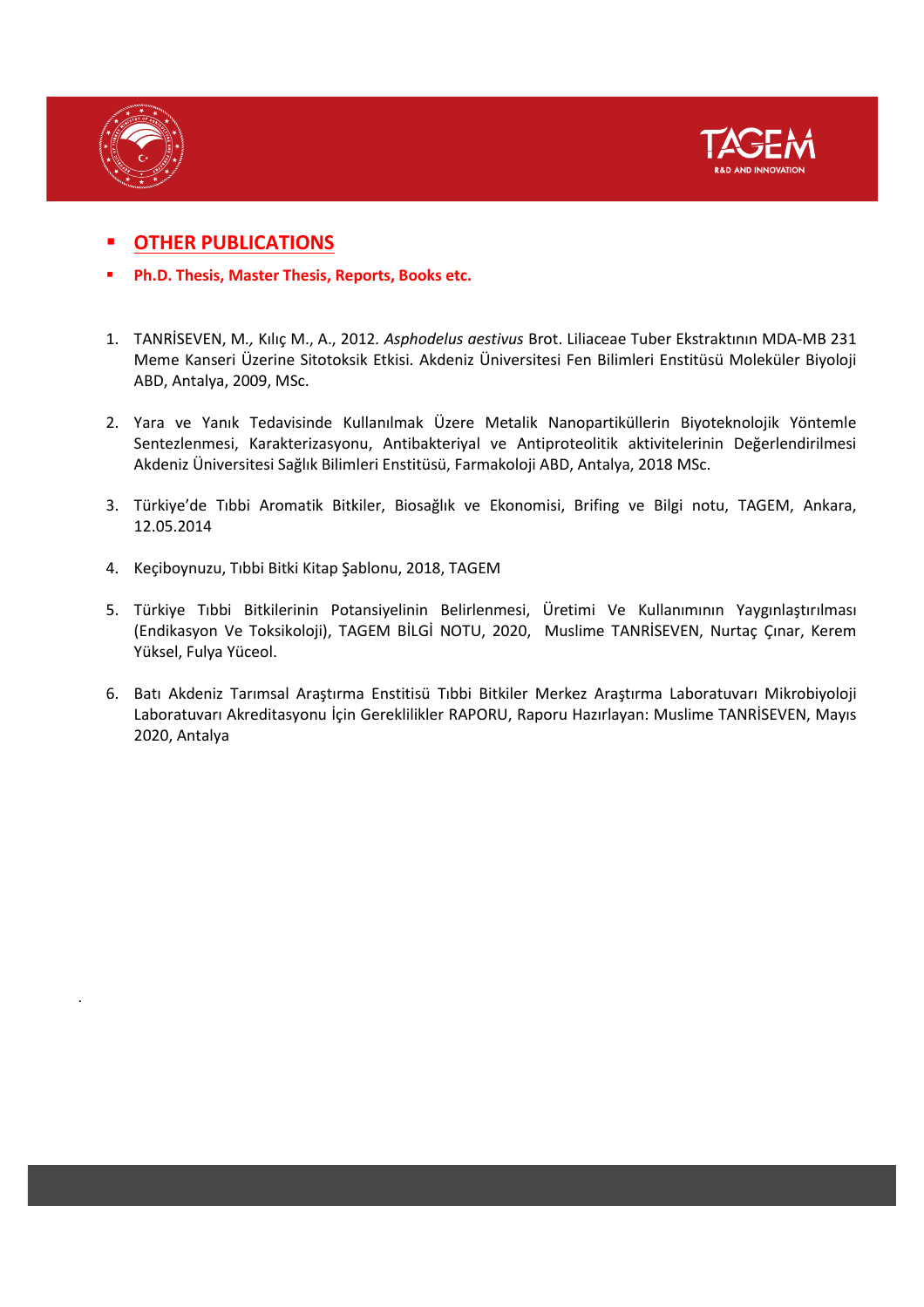- **OTHER PUBLICATIONS**
- **Ph.D. Thesis, Master Thesis, Reports, Books etc.**

1. TANRİSEVEN, M., Kılıç M., A., 2012. *Asphodelus aestivus* Brot. Liliaceae Tuber Ekstraktının MDA-MB 231 Meme Kanseri Üzerine Sitotoksik Etkisi. Akdeniz Üniversitesi Fen Bilimleri Enstitüsü Moleküler Biyoloji ABD, Antalya, 2009, MSc.

2. Yara ve Yanık Tedavisinde Kullanılmak Üzere Metalik Nanopartiküllerin Biyoteknolojik Yöntemle Sentezlenmesi, Karakterizasyonu, Antibakteriyal ve Antiproteolitik aktivitelerinin Değerlendirilmesi Akdeniz Üniversitesi Sağlık Bilimleri Enstitüsü, Farmakoloji ABD, Antalya, 2018 MSc.

3. Türkiye'de Tıbbi Aromatik Bitkiler, Biosağlık ve Ekonomisi, Brifing ve Bilgi notu, TAGEM, Ankara, 12.05.2014

4. Keçiboynuzu, Tıbbi Bitki Kitap Şablonu, 2018, TAGEM

5. Türkiye Tıbbi Bitkilerinin Potansiyelinin Belirlenmesi, Üretimi Ve Kullanımının Yaygınlaştırılması (Endikasyon Ve Toksikoloji), TAGEM BİLGİ NOTU, 2020, Muslime TANRİSEVEN, Nurtaç Çınar, Kerem Yüksel, Fulya Yüceol.

6. Batı Akdeniz Tarımsal Araştırma Enstitisü Tıbbi Bitkiler Merkez Araştırma Laboratuvarı Mikrobiyoloji Laboratuvarı Akreditasyonu İçin Gereklilikler RAPORU, Raporu Hazırlayan: Muslime TANRİSEVEN, Mayıs 2020, Antalya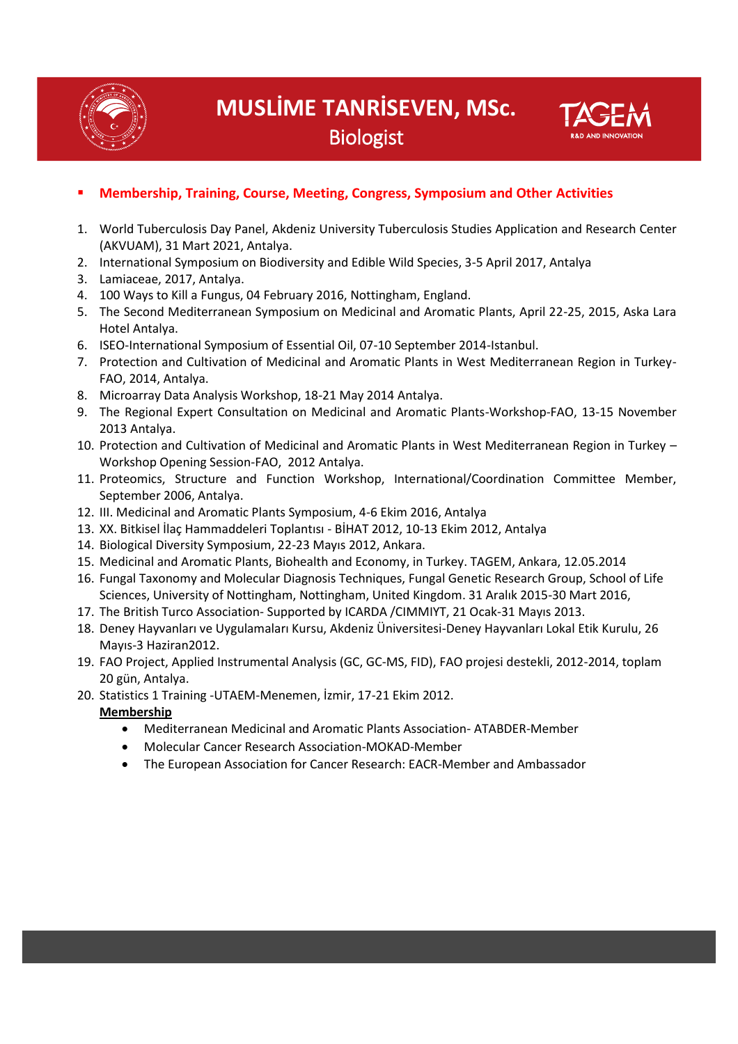# MUSLİME TANRİSEVEN, MSc.

## Biologist

- **Membership, Training, Course, Meeting, Congress, Symposium and Other Activities**

1. World Tuberculosis Day Panel, Akdeniz University Tuberculosis Studies Application and Research Center (AKVUAM), 31 Mart 2021, Antalya.
2. International Symposium on Biodiversity and Edible Wild Species, 3-5 April 2017, Antalya
3. Lamiaceae, 2017, Antalya.
4. 100 Ways to Kill a Fungus, 04 February 2016, Nottingham, England.
5. The Second Mediterranean Symposium on Medicinal and Aromatic Plants, April 22-25, 2015, Aska Lara Hotel Antalya.
6. ISEO-International Symposium of Essential Oil, 07-10 September 2014-Istanbul.
7. Protection and Cultivation of Medicinal and Aromatic Plants in West Mediterranean Region in Turkey-FAO, 2014, Antalya.
8. Microarray Data Analysis Workshop, 18-21 May 2014 Antalya.
9. The Regional Expert Consultation on Medicinal and Aromatic Plants-Workshop-FAO, 13-15 November 2013 Antalya.
10. Protection and Cultivation of Medicinal and Aromatic Plants in West Mediterranean Region in Turkey – Workshop Opening Session-FAO, 2012 Antalya.
11. Proteomics, Structure and Function Workshop, International/Coordination Committee Member, September 2006, Antalya.
12. III. Medicinal and Aromatic Plants Symposium, 4-6 Ekim 2016, Antalya
13. XX. Bitkisel İlaç Hammaddeleri Toplantısı - BİHAT 2012, 10-13 Ekim 2012, Antalya
14. Biological Diversity Symposium, 22-23 Mayıs 2012, Ankara.
15. Medicinal and Aromatic Plants, Biohealth and Economy, in Turkey. TAGEM, Ankara, 12.05.2014
16. Fungal Taxonomy and Molecular Diagnosis Techniques, Fungal Genetic Research Group, School of Life Sciences, University of Nottingham, Nottingham, United Kingdom. 31 Aralık 2015-30 Mart 2016,
17. The British Turco Association- Supported by ICARDA /CIMMIYT, 21 Ocak-31 Mayıs 2013.
18. Deney Hayvanları ve Uygulamaları Kursu, Akdeniz Üniversitesi-Deney Hayvanları Lokal Etik Kurulu, 26 Mayıs-3 Haziran2012.
19. FAO Project, Applied Instrumental Analysis (GC, GC-MS, FID), FAO projesi destekli, 2012-2014, toplam 20 gün, Antalya.
20. Statistics 1 Training -UTAEM-Menemen, İzmir, 17-21 Ekim 2012.

**Membership**

- Mediterranean Medicinal and Aromatic Plants Association- ATABDER-Member
- Molecular Cancer Research Association-MOKAD-Member
- The European Association for Cancer Research: EACR-Member and Ambassador